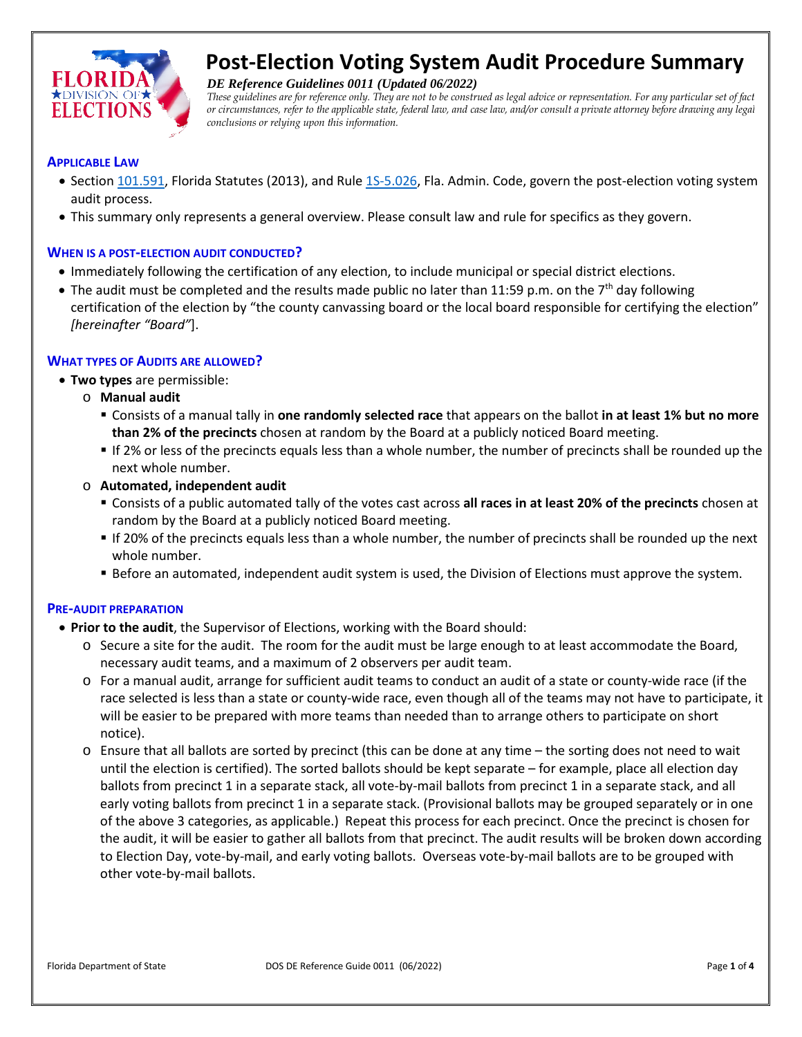# Post-Election Voting System Audit Procedure Summary

*DE Reference Guidelines 0011 (Updated 06/2022)*

*These guidelines are for reference only. They are not to be construed as legal advice or representation. For any particular set of fact or circumstances, refer to the applicable state, federal law, and case law, and/or consult a private attorney before drawing any legal conclusions or relying upon this information.*

## Applicable Law

- Section 101.591, Florida Statutes (2013), and Rule 1S-5.026, Fla. Admin. Code, govern the post-election voting system audit process.
- This summary only represents a general overview. Please consult law and rule for specifics as they govern.

## When is a post-election audit conducted?

- Immediately following the certification of any election, to include municipal or special district elections.
- The audit must be completed and the results made public no later than 11:59 p.m. on the 7th day following certification of the election by "the county canvassing board or the local board responsible for certifying the election" *[hereinafter "Board"*].

## What types of Audits are allowed?

- **Two types** are permissible:
  - **Manual audit**
    - Consists of a manual tally in **one randomly selected race** that appears on the ballot **in at least 1% but no more than 2% of the precincts** chosen at random by the Board at a publicly noticed Board meeting.
    - If 2% or less of the precincts equals less than a whole number, the number of precincts shall be rounded up the next whole number.
  - **Automated, independent audit**
    - Consists of a public automated tally of the votes cast across **all races in at least 20% of the precincts** chosen at random by the Board at a publicly noticed Board meeting.
    - If 20% of the precincts equals less than a whole number, the number of precincts shall be rounded up the next whole number.
    - Before an automated, independent audit system is used, the Division of Elections must approve the system.

## Pre-audit preparation

- **Prior to the audit**, the Supervisor of Elections, working with the Board should:
  - Secure a site for the audit. The room for the audit must be large enough to at least accommodate the Board, necessary audit teams, and a maximum of 2 observers per audit team.
  - For a manual audit, arrange for sufficient audit teams to conduct an audit of a state or county-wide race (if the race selected is less than a state or county-wide race, even though all of the teams may not have to participate, it will be easier to be prepared with more teams than needed than to arrange others to participate on short notice).
  - Ensure that all ballots are sorted by precinct (this can be done at any time – the sorting does not need to wait until the election is certified). The sorted ballots should be kept separate – for example, place all election day ballots from precinct 1 in a separate stack, all vote-by-mail ballots from precinct 1 in a separate stack, and all early voting ballots from precinct 1 in a separate stack. (Provisional ballots may be grouped separately or in one of the above 3 categories, as applicable.) Repeat this process for each precinct. Once the precinct is chosen for the audit, it will be easier to gather all ballots from that precinct. The audit results will be broken down according to Election Day, vote-by-mail, and early voting ballots. Overseas vote-by-mail ballots are to be grouped with other vote-by-mail ballots.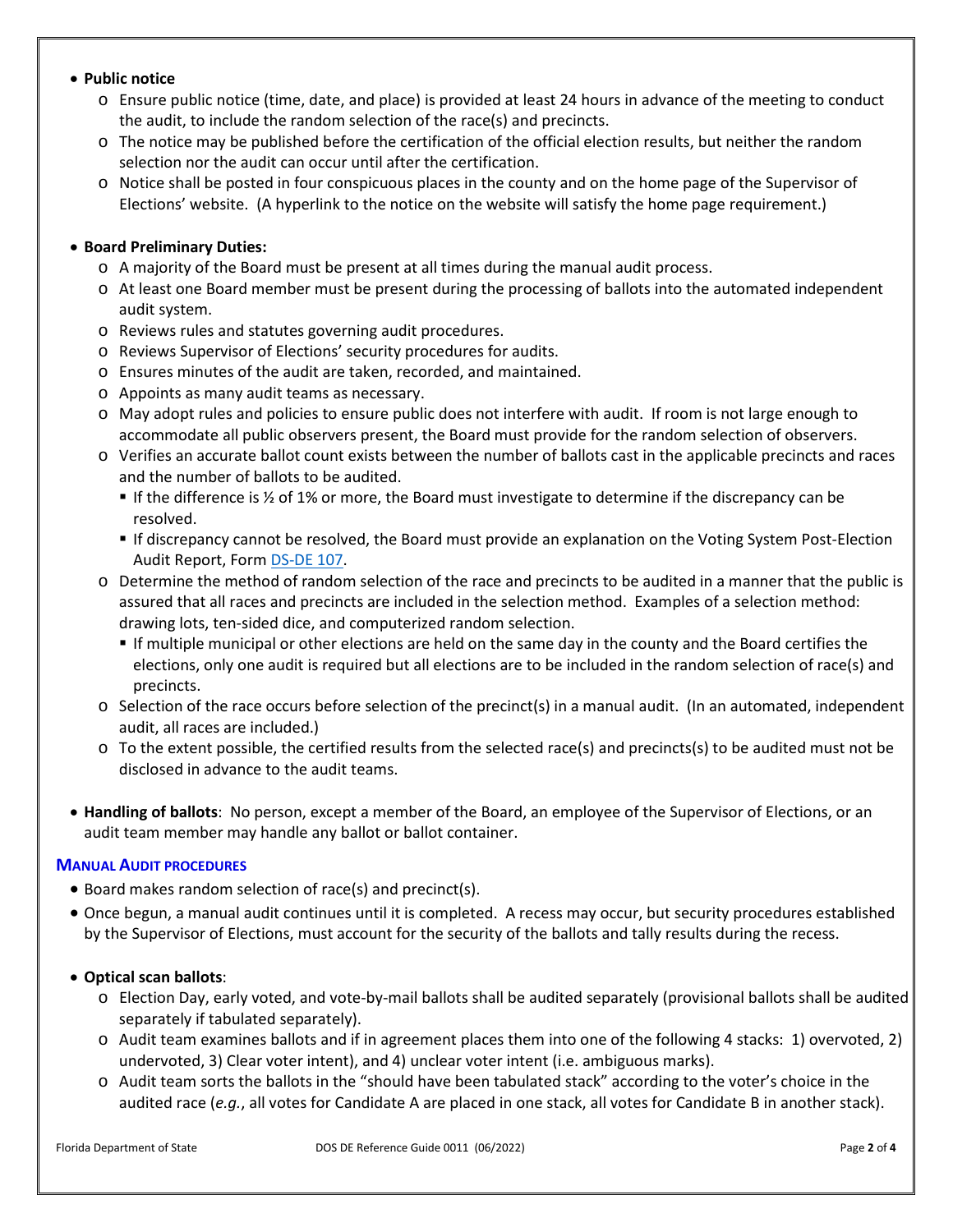- **Public notice**
  - Ensure public notice (time, date, and place) is provided at least 24 hours in advance of the meeting to conduct the audit, to include the random selection of the race(s) and precincts.
  - The notice may be published before the certification of the official election results, but neither the random selection nor the audit can occur until after the certification.
  - Notice shall be posted in four conspicuous places in the county and on the home page of the Supervisor of Elections' website. (A hyperlink to the notice on the website will satisfy the home page requirement.)

- **Board Preliminary Duties:**
  - A majority of the Board must be present at all times during the manual audit process.
  - At least one Board member must be present during the processing of ballots into the automated independent audit system.
  - Reviews rules and statutes governing audit procedures.
  - Reviews Supervisor of Elections' security procedures for audits.
  - Ensures minutes of the audit are taken, recorded, and maintained.
  - Appoints as many audit teams as necessary.
  - May adopt rules and policies to ensure public does not interfere with audit. If room is not large enough to accommodate all public observers present, the Board must provide for the random selection of observers.
  - Verifies an accurate ballot count exists between the number of ballots cast in the applicable precincts and races and the number of ballots to be audited.
    - If the difference is ½ of 1% or more, the Board must investigate to determine if the discrepancy can be resolved.
    - If discrepancy cannot be resolved, the Board must provide an explanation on the Voting System Post-Election Audit Report, Form DS-DE 107.
  - Determine the method of random selection of the race and precincts to be audited in a manner that the public is assured that all races and precincts are included in the selection method. Examples of a selection method: drawing lots, ten-sided dice, and computerized random selection.
    - If multiple municipal or other elections are held on the same day in the county and the Board certifies the elections, only one audit is required but all elections are to be included in the random selection of race(s) and precincts.
  - Selection of the race occurs before selection of the precinct(s) in a manual audit. (In an automated, independent audit, all races are included.)
  - To the extent possible, the certified results from the selected race(s) and precincts(s) to be audited must not be disclosed in advance to the audit teams.

- **Handling of ballots**: No person, except a member of the Board, an employee of the Supervisor of Elections, or an audit team member may handle any ballot or ballot container.

### MANUAL AUDIT PROCEDURES

- Board makes random selection of race(s) and precinct(s).
- Once begun, a manual audit continues until it is completed. A recess may occur, but security procedures established by the Supervisor of Elections, must account for the security of the ballots and tally results during the recess.

- **Optical scan ballots**:
  - Election Day, early voted, and vote-by-mail ballots shall be audited separately (provisional ballots shall be audited separately if tabulated separately).
  - Audit team examines ballots and if in agreement places them into one of the following 4 stacks: 1) overvoted, 2) undervoted, 3) Clear voter intent), and 4) unclear voter intent (i.e. ambiguous marks).
  - Audit team sorts the ballots in the "should have been tabulated stack" according to the voter's choice in the audited race (*e.g.*, all votes for Candidate A are placed in one stack, all votes for Candidate B in another stack).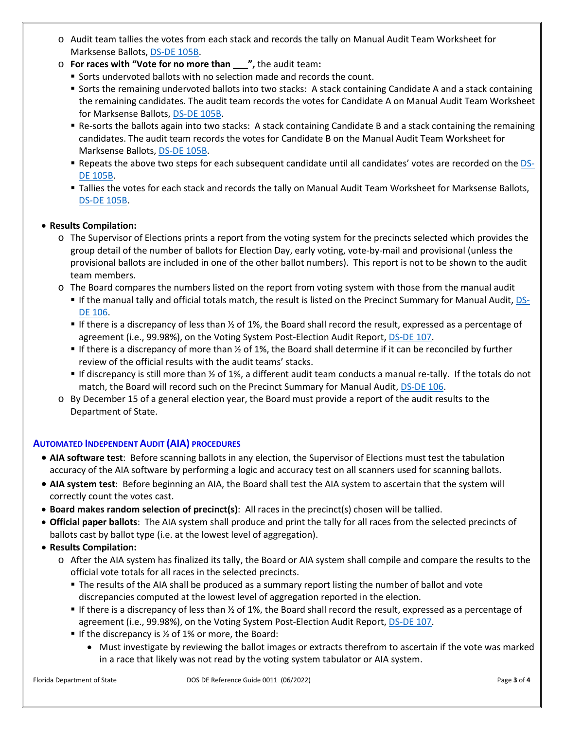- Audit team tallies the votes from each stack and records the tally on Manual Audit Team Worksheet for Marksense Ballots, DS-DE 105B.
- **For races with "Vote for no more than ___",** the audit team**:**
  - Sorts undervoted ballots with no selection made and records the count.
  - Sorts the remaining undervoted ballots into two stacks: A stack containing Candidate A and a stack containing the remaining candidates. The audit team records the votes for Candidate A on Manual Audit Team Worksheet for Marksense Ballots, DS-DE 105B.
  - Re-sorts the ballots again into two stacks: A stack containing Candidate B and a stack containing the remaining candidates. The audit team records the votes for Candidate B on the Manual Audit Team Worksheet for Marksense Ballots, DS-DE 105B.
  - Repeats the above two steps for each subsequent candidate until all candidates' votes are recorded on the DS-DE 105B.
  - Tallies the votes for each stack and records the tally on Manual Audit Team Worksheet for Marksense Ballots, DS-DE 105B.

- **Results Compilation:**
  - The Supervisor of Elections prints a report from the voting system for the precincts selected which provides the group detail of the number of ballots for Election Day, early voting, vote-by-mail and provisional (unless the provisional ballots are included in one of the other ballot numbers). This report is not to be shown to the audit team members.
  - The Board compares the numbers listed on the report from voting system with those from the manual audit
    - If the manual tally and official totals match, the result is listed on the Precinct Summary for Manual Audit, DS-DE 106.
    - If there is a discrepancy of less than ½ of 1%, the Board shall record the result, expressed as a percentage of agreement (i.e., 99.98%), on the Voting System Post-Election Audit Report, DS-DE 107.
    - If there is a discrepancy of more than ½ of 1%, the Board shall determine if it can be reconciled by further review of the official results with the audit teams' stacks.
    - If discrepancy is still more than ½ of 1%, a different audit team conducts a manual re-tally. If the totals do not match, the Board will record such on the Precinct Summary for Manual Audit, DS-DE 106.
  - By December 15 of a general election year, the Board must provide a report of the audit results to the Department of State.

## Automated Independent Audit (AIA) Procedures

- **AIA software test**: Before scanning ballots in any election, the Supervisor of Elections must test the tabulation accuracy of the AIA software by performing a logic and accuracy test on all scanners used for scanning ballots.
- **AIA system test**: Before beginning an AIA, the Board shall test the AIA system to ascertain that the system will correctly count the votes cast.
- **Board makes random selection of precinct(s)**: All races in the precinct(s) chosen will be tallied.
- **Official paper ballots**: The AIA system shall produce and print the tally for all races from the selected precincts of ballots cast by ballot type (i.e. at the lowest level of aggregation).
- **Results Compilation:**
  - After the AIA system has finalized its tally, the Board or AIA system shall compile and compare the results to the official vote totals for all races in the selected precincts.
    - The results of the AIA shall be produced as a summary report listing the number of ballot and vote discrepancies computed at the lowest level of aggregation reported in the election.
    - If there is a discrepancy of less than ½ of 1%, the Board shall record the result, expressed as a percentage of agreement (i.e., 99.98%), on the Voting System Post-Election Audit Report, DS-DE 107.
    - If the discrepancy is ½ of 1% or more, the Board:
      - Must investigate by reviewing the ballot images or extracts therefrom to ascertain if the vote was marked in a race that likely was not read by the voting system tabulator or AIA system.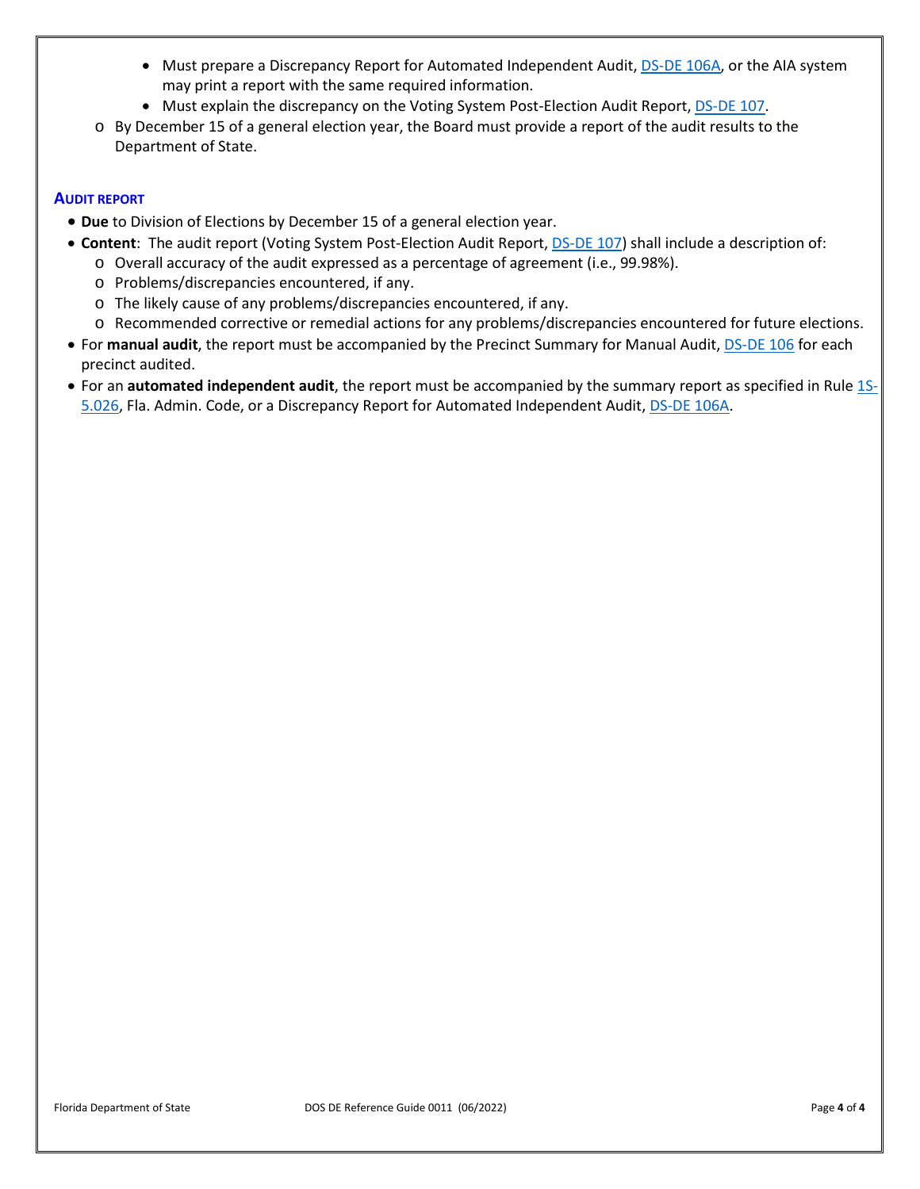- Must prepare a Discrepancy Report for Automated Independent Audit, DS-DE 106A, or the AIA system may print a report with the same required information.
        - Must explain the discrepancy on the Voting System Post-Election Audit Report, DS-DE 107.
    - By December 15 of a general election year, the Board must provide a report of the audit results to the Department of State.

### AUDIT REPORT

- **Due** to Division of Elections by December 15 of a general election year.
- **Content**: The audit report (Voting System Post-Election Audit Report, DS-DE 107) shall include a description of:
    - Overall accuracy of the audit expressed as a percentage of agreement (i.e., 99.98%).
    - Problems/discrepancies encountered, if any.
    - The likely cause of any problems/discrepancies encountered, if any.
    - Recommended corrective or remedial actions for any problems/discrepancies encountered for future elections.
- For **manual audit**, the report must be accompanied by the Precinct Summary for Manual Audit, DS-DE 106 for each precinct audited.
- For an **automated independent audit**, the report must be accompanied by the summary report as specified in Rule 1S-5.026, Fla. Admin. Code, or a Discrepancy Report for Automated Independent Audit, DS-DE 106A.